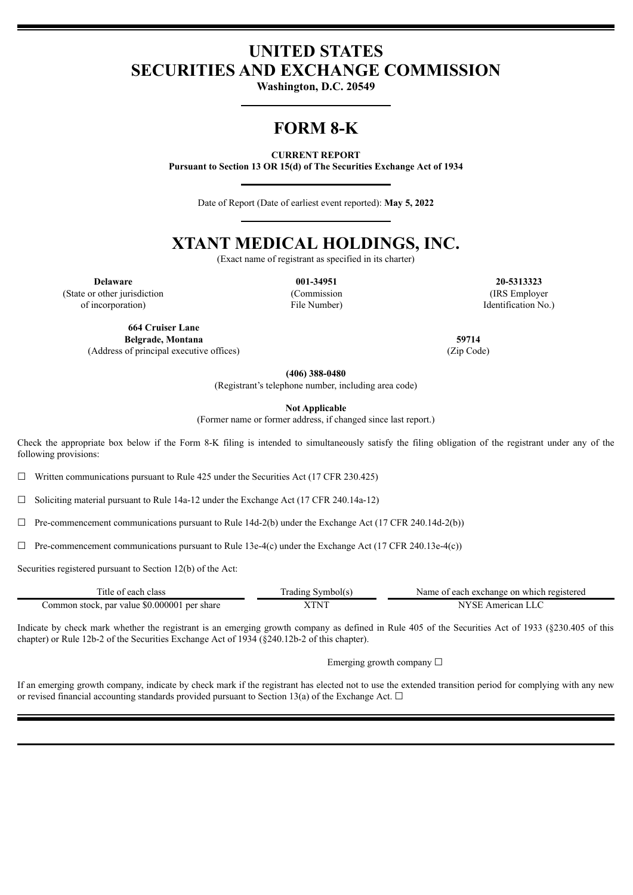# UNITED STATES
# SECURITIES AND EXCHANGE COMMISSION

**Washington, D.C. 20549**

# FORM 8-K

**CURRENT REPORT**
**Pursuant to Section 13 OR 15(d) of The Securities Exchange Act of 1934**

Date of Report (Date of earliest event reported): **May 5, 2022**

# XTANT MEDICAL HOLDINGS, INC.

(Exact name of registrant as specified in its charter)

| **Delaware** | **001-34951** | **20-5313323** |
|---|---|---|
| (State or other jurisdiction of incorporation) | (Commission File Number) | (IRS Employer Identification No.) |

| **664 Cruiser Lane Belgrade, Montana** | **59714** |
|---|---|
| (Address of principal executive offices) | (Zip Code) |

**(406) 388-0480**
(Registrant's telephone number, including area code)

**Not Applicable**
(Former name or former address, if changed since last report.)

Check the appropriate box below if the Form 8-K filing is intended to simultaneously satisfy the filing obligation of the registrant under any of the following provisions:

☐ Written communications pursuant to Rule 425 under the Securities Act (17 CFR 230.425)

☐ Soliciting material pursuant to Rule 14a-12 under the Exchange Act (17 CFR 240.14a-12)

☐ Pre-commencement communications pursuant to Rule 14d-2(b) under the Exchange Act (17 CFR 240.14d-2(b))

☐ Pre-commencement communications pursuant to Rule 13e-4(c) under the Exchange Act (17 CFR 240.13e-4(c))

Securities registered pursuant to Section 12(b) of the Act:

| Title of each class | Trading Symbol(s) | Name of each exchange on which registered |
|---|---|---|
| Common stock, par value $0.000001 per share | XTNT | NYSE American LLC |

Indicate by check mark whether the registrant is an emerging growth company as defined in Rule 405 of the Securities Act of 1933 (§230.405 of this chapter) or Rule 12b-2 of the Securities Exchange Act of 1934 (§240.12b-2 of this chapter).

Emerging growth company ☐

If an emerging growth company, indicate by check mark if the registrant has elected not to use the extended transition period for complying with any new or revised financial accounting standards provided pursuant to Section 13(a) of the Exchange Act. ☐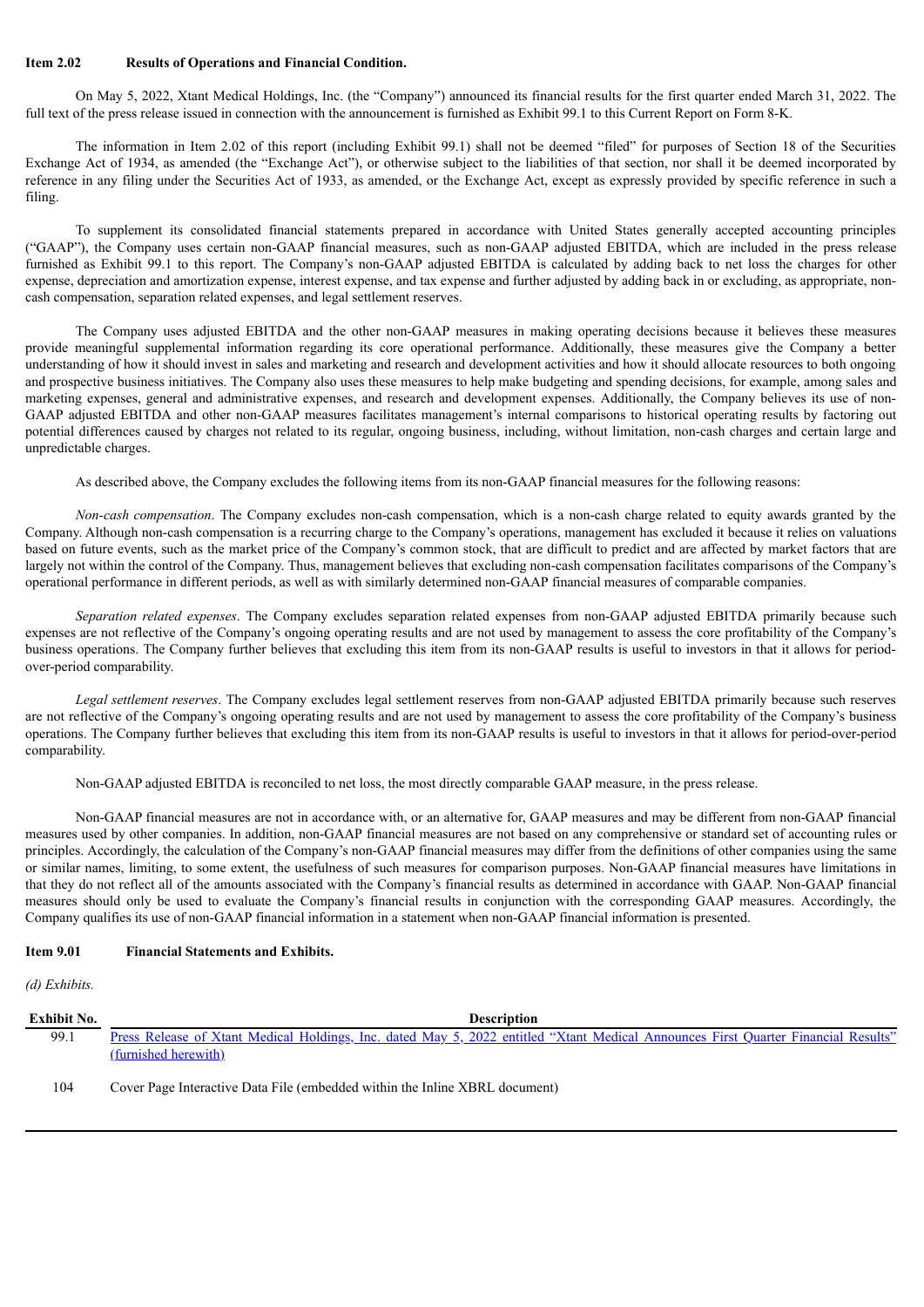**Item 2.02 Results of Operations and Financial Condition.**

On May 5, 2022, Xtant Medical Holdings, Inc. (the "Company") announced its financial results for the first quarter ended March 31, 2022. The full text of the press release issued in connection with the announcement is furnished as Exhibit 99.1 to this Current Report on Form 8-K.

The information in Item 2.02 of this report (including Exhibit 99.1) shall not be deemed "filed" for purposes of Section 18 of the Securities Exchange Act of 1934, as amended (the "Exchange Act"), or otherwise subject to the liabilities of that section, nor shall it be deemed incorporated by reference in any filing under the Securities Act of 1933, as amended, or the Exchange Act, except as expressly provided by specific reference in such a filing.

To supplement its consolidated financial statements prepared in accordance with United States generally accepted accounting principles ("GAAP"), the Company uses certain non-GAAP financial measures, such as non-GAAP adjusted EBITDA, which are included in the press release furnished as Exhibit 99.1 to this report. The Company's non-GAAP adjusted EBITDA is calculated by adding back to net loss the charges for other expense, depreciation and amortization expense, interest expense, and tax expense and further adjusted by adding back in or excluding, as appropriate, non-cash compensation, separation related expenses, and legal settlement reserves.

The Company uses adjusted EBITDA and the other non-GAAP measures in making operating decisions because it believes these measures provide meaningful supplemental information regarding its core operational performance. Additionally, these measures give the Company a better understanding of how it should invest in sales and marketing and research and development activities and how it should allocate resources to both ongoing and prospective business initiatives. The Company also uses these measures to help make budgeting and spending decisions, for example, among sales and marketing expenses, general and administrative expenses, and research and development expenses. Additionally, the Company believes its use of non-GAAP adjusted EBITDA and other non-GAAP measures facilitates management's internal comparisons to historical operating results by factoring out potential differences caused by charges not related to its regular, ongoing business, including, without limitation, non-cash charges and certain large and unpredictable charges.

As described above, the Company excludes the following items from its non-GAAP financial measures for the following reasons:

*Non-cash compensation*. The Company excludes non-cash compensation, which is a non-cash charge related to equity awards granted by the Company. Although non-cash compensation is a recurring charge to the Company's operations, management has excluded it because it relies on valuations based on future events, such as the market price of the Company's common stock, that are difficult to predict and are affected by market factors that are largely not within the control of the Company. Thus, management believes that excluding non-cash compensation facilitates comparisons of the Company's operational performance in different periods, as well as with similarly determined non-GAAP financial measures of comparable companies.

*Separation related expenses*. The Company excludes separation related expenses from non-GAAP adjusted EBITDA primarily because such expenses are not reflective of the Company's ongoing operating results and are not used by management to assess the core profitability of the Company's business operations. The Company further believes that excluding this item from its non-GAAP results is useful to investors in that it allows for period-over-period comparability.

*Legal settlement reserves*. The Company excludes legal settlement reserves from non-GAAP adjusted EBITDA primarily because such reserves are not reflective of the Company's ongoing operating results and are not used by management to assess the core profitability of the Company's business operations. The Company further believes that excluding this item from its non-GAAP results is useful to investors in that it allows for period-over-period comparability.

Non-GAAP adjusted EBITDA is reconciled to net loss, the most directly comparable GAAP measure, in the press release.

Non-GAAP financial measures are not in accordance with, or an alternative for, GAAP measures and may be different from non-GAAP financial measures used by other companies. In addition, non-GAAP financial measures are not based on any comprehensive or standard set of accounting rules or principles. Accordingly, the calculation of the Company's non-GAAP financial measures may differ from the definitions of other companies using the same or similar names, limiting, to some extent, the usefulness of such measures for comparison purposes. Non-GAAP financial measures have limitations in that they do not reflect all of the amounts associated with the Company's financial results as determined in accordance with GAAP. Non-GAAP financial measures should only be used to evaluate the Company's financial results in conjunction with the corresponding GAAP measures. Accordingly, the Company qualifies its use of non-GAAP financial information in a statement when non-GAAP financial information is presented.

**Item 9.01 Financial Statements and Exhibits.**

*(d) Exhibits.*

| Exhibit No. | Description |
|---|---|
| 99.1 | Press Release of Xtant Medical Holdings, Inc. dated May 5, 2022 entitled "Xtant Medical Announces First Quarter Financial Results" (furnished herewith) |
| 104 | Cover Page Interactive Data File (embedded within the Inline XBRL document) |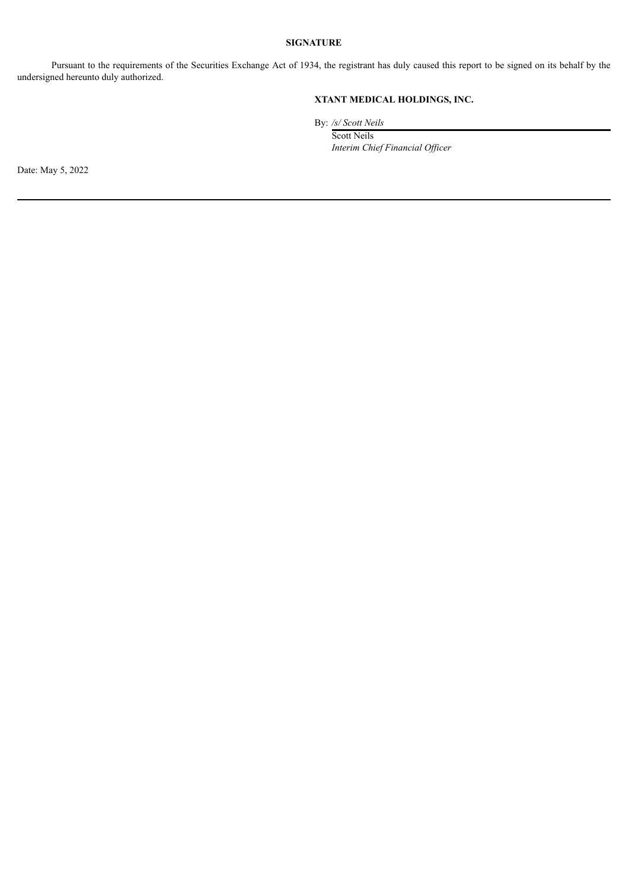**SIGNATURE**

Pursuant to the requirements of the Securities Exchange Act of 1934, the registrant has duly caused this report to be signed on its behalf by the undersigned hereunto duly authorized.

**XTANT MEDICAL HOLDINGS, INC.**

By: */s/ Scott Neils*

Scott Neils
*Interim Chief Financial Officer*

Date: May 5, 2022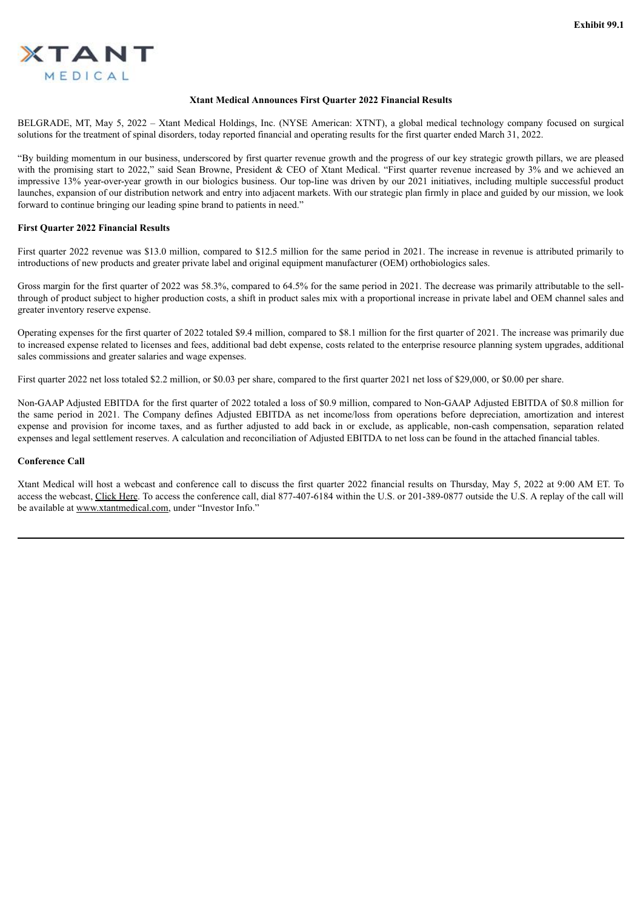Exhibit 99.1

XTANT MEDICAL

# Xtant Medical Announces First Quarter 2022 Financial Results

BELGRADE, MT, May 5, 2022 – Xtant Medical Holdings, Inc. (NYSE American: XTNT), a global medical technology company focused on surgical solutions for the treatment of spinal disorders, today reported financial and operating results for the first quarter ended March 31, 2022.

"By building momentum in our business, underscored by first quarter revenue growth and the progress of our key strategic growth pillars, we are pleased with the promising start to 2022," said Sean Browne, President & CEO of Xtant Medical. "First quarter revenue increased by 3% and we achieved an impressive 13% year-over-year growth in our biologics business. Our top-line was driven by our 2021 initiatives, including multiple successful product launches, expansion of our distribution network and entry into adjacent markets. With our strategic plan firmly in place and guided by our mission, we look forward to continue bringing our leading spine brand to patients in need."

## First Quarter 2022 Financial Results

First quarter 2022 revenue was $13.0 million, compared to $12.5 million for the same period in 2021. The increase in revenue is attributed primarily to introductions of new products and greater private label and original equipment manufacturer (OEM) orthobiologics sales.

Gross margin for the first quarter of 2022 was 58.3%, compared to 64.5% for the same period in 2021. The decrease was primarily attributable to the sell-through of product subject to higher production costs, a shift in product sales mix with a proportional increase in private label and OEM channel sales and greater inventory reserve expense.

Operating expenses for the first quarter of 2022 totaled $9.4 million, compared to $8.1 million for the first quarter of 2021. The increase was primarily due to increased expense related to licenses and fees, additional bad debt expense, costs related to the enterprise resource planning system upgrades, additional sales commissions and greater salaries and wage expenses.

First quarter 2022 net loss totaled $2.2 million, or $0.03 per share, compared to the first quarter 2021 net loss of $29,000, or $0.00 per share.

Non-GAAP Adjusted EBITDA for the first quarter of 2022 totaled a loss of $0.9 million, compared to Non-GAAP Adjusted EBITDA of $0.8 million for the same period in 2021. The Company defines Adjusted EBITDA as net income/loss from operations before depreciation, amortization and interest expense and provision for income taxes, and as further adjusted to add back in or exclude, as applicable, non-cash compensation, separation related expenses and legal settlement reserves. A calculation and reconciliation of Adjusted EBITDA to net loss can be found in the attached financial tables.

## Conference Call

Xtant Medical will host a webcast and conference call to discuss the first quarter 2022 financial results on Thursday, May 5, 2022 at 9:00 AM ET. To access the webcast, Click Here. To access the conference call, dial 877-407-6184 within the U.S. or 201-389-0877 outside the U.S. A replay of the call will be available at www.xtantmedical.com, under "Investor Info."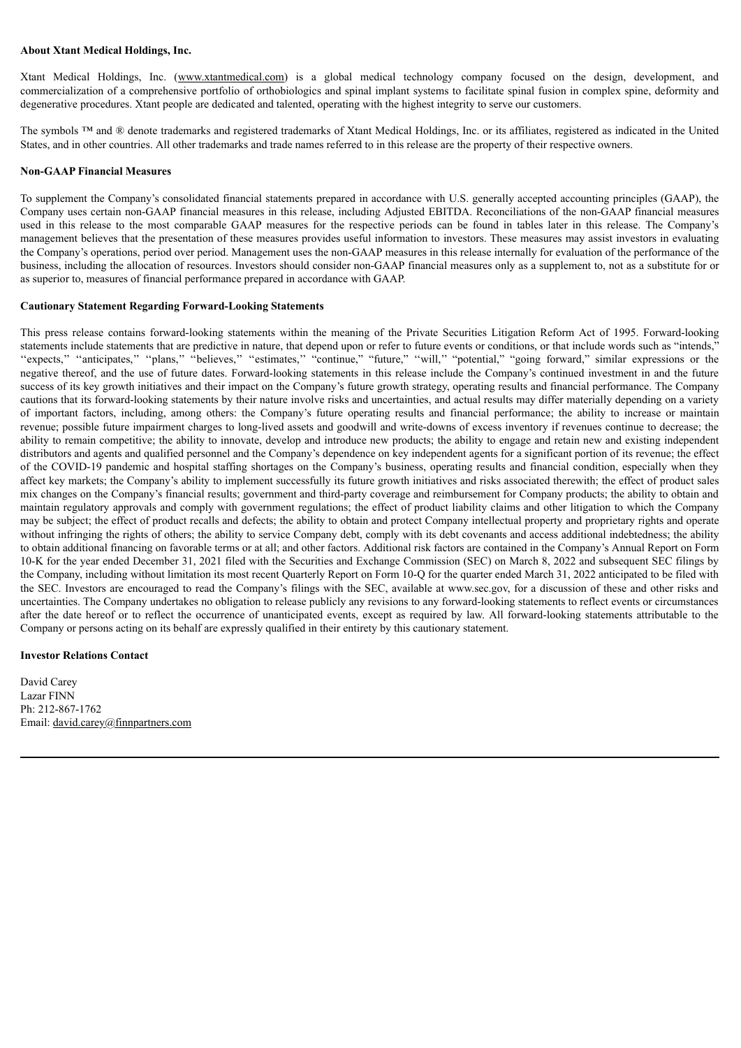**About Xtant Medical Holdings, Inc.**

Xtant Medical Holdings, Inc. (www.xtantmedical.com) is a global medical technology company focused on the design, development, and commercialization of a comprehensive portfolio of orthobiologics and spinal implant systems to facilitate spinal fusion in complex spine, deformity and degenerative procedures. Xtant people are dedicated and talented, operating with the highest integrity to serve our customers.

The symbols ™ and ® denote trademarks and registered trademarks of Xtant Medical Holdings, Inc. or its affiliates, registered as indicated in the United States, and in other countries. All other trademarks and trade names referred to in this release are the property of their respective owners.

**Non-GAAP Financial Measures**

To supplement the Company's consolidated financial statements prepared in accordance with U.S. generally accepted accounting principles (GAAP), the Company uses certain non-GAAP financial measures in this release, including Adjusted EBITDA. Reconciliations of the non-GAAP financial measures used in this release to the most comparable GAAP measures for the respective periods can be found in tables later in this release. The Company's management believes that the presentation of these measures provides useful information to investors. These measures may assist investors in evaluating the Company's operations, period over period. Management uses the non-GAAP measures in this release internally for evaluation of the performance of the business, including the allocation of resources. Investors should consider non-GAAP financial measures only as a supplement to, not as a substitute for or as superior to, measures of financial performance prepared in accordance with GAAP.

**Cautionary Statement Regarding Forward-Looking Statements**

This press release contains forward-looking statements within the meaning of the Private Securities Litigation Reform Act of 1995. Forward-looking statements include statements that are predictive in nature, that depend upon or refer to future events or conditions, or that include words such as "intends," "expects," "anticipates," "plans," "believes," "estimates," "continue," "future," "will," "potential," "going forward," similar expressions or the negative thereof, and the use of future dates. Forward-looking statements in this release include the Company's continued investment in and the future success of its key growth initiatives and their impact on the Company's future growth strategy, operating results and financial performance. The Company cautions that its forward-looking statements by their nature involve risks and uncertainties, and actual results may differ materially depending on a variety of important factors, including, among others: the Company's future operating results and financial performance; the ability to increase or maintain revenue; possible future impairment charges to long-lived assets and goodwill and write-downs of excess inventory if revenues continue to decrease; the ability to remain competitive; the ability to innovate, develop and introduce new products; the ability to engage and retain new and existing independent distributors and agents and qualified personnel and the Company's dependence on key independent agents for a significant portion of its revenue; the effect of the COVID-19 pandemic and hospital staffing shortages on the Company's business, operating results and financial condition, especially when they affect key markets; the Company's ability to implement successfully its future growth initiatives and risks associated therewith; the effect of product sales mix changes on the Company's financial results; government and third-party coverage and reimbursement for Company products; the ability to obtain and maintain regulatory approvals and comply with government regulations; the effect of product liability claims and other litigation to which the Company may be subject; the effect of product recalls and defects; the ability to obtain and protect Company intellectual property and proprietary rights and operate without infringing the rights of others; the ability to service Company debt, comply with its debt covenants and access additional indebtedness; the ability to obtain additional financing on favorable terms or at all; and other factors. Additional risk factors are contained in the Company's Annual Report on Form 10-K for the year ended December 31, 2021 filed with the Securities and Exchange Commission (SEC) on March 8, 2022 and subsequent SEC filings by the Company, including without limitation its most recent Quarterly Report on Form 10-Q for the quarter ended March 31, 2022 anticipated to be filed with the SEC. Investors are encouraged to read the Company's filings with the SEC, available at www.sec.gov, for a discussion of these and other risks and uncertainties. The Company undertakes no obligation to release publicly any revisions to any forward-looking statements to reflect events or circumstances after the date hereof or to reflect the occurrence of unanticipated events, except as required by law. All forward-looking statements attributable to the Company or persons acting on its behalf are expressly qualified in their entirety by this cautionary statement.

**Investor Relations Contact**

David Carey
Lazar FINN
Ph: 212-867-1762
Email: david.carey@finnpartners.com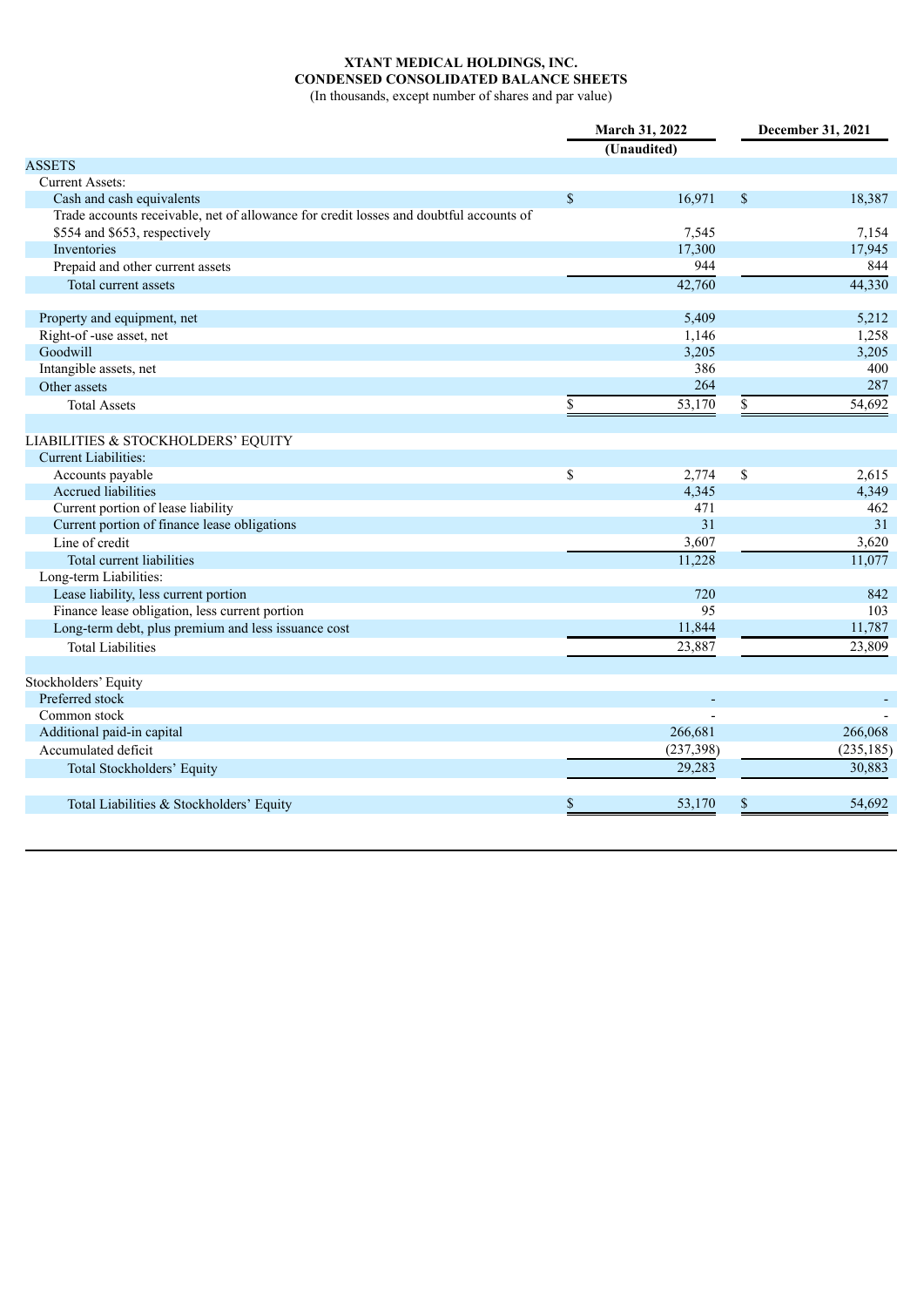**XTANT MEDICAL HOLDINGS, INC.**
**CONDENSED CONSOLIDATED BALANCE SHEETS**
(In thousands, except number of shares and par value)

| | March 31, 2022 | December 31, 2021 |
|---|---|---|
| | (Unaudited) | |
| ASSETS | | |
| Current Assets: | | |
| Cash and cash equivalents | $ 16,971 | $ 18,387 |
| Trade accounts receivable, net of allowance for credit losses and doubtful accounts of $554 and $653, respectively | 7,545 | 7,154 |
| Inventories | 17,300 | 17,945 |
| Prepaid and other current assets | 944 | 844 |
| Total current assets | 42,760 | 44,330 |
| Property and equipment, net | 5,409 | 5,212 |
| Right-of -use asset, net | 1,146 | 1,258 |
| Goodwill | 3,205 | 3,205 |
| Intangible assets, net | 386 | 400 |
| Other assets | 264 | 287 |
| Total Assets | $ 53,170 | $ 54,692 |
| LIABILITIES & STOCKHOLDERS' EQUITY | | |
| Current Liabilities: | | |
| Accounts payable | $ 2,774 | $ 2,615 |
| Accrued liabilities | 4,345 | 4,349 |
| Current portion of lease liability | 471 | 462 |
| Current portion of finance lease obligations | 31 | 31 |
| Line of credit | 3,607 | 3,620 |
| Total current liabilities | 11,228 | 11,077 |
| Long-term Liabilities: | | |
| Lease liability, less current portion | 720 | 842 |
| Finance lease obligation, less current portion | 95 | 103 |
| Long-term debt, plus premium and less issuance cost | 11,844 | 11,787 |
| Total Liabilities | 23,887 | 23,809 |
| Stockholders' Equity | | |
| Preferred stock | - | - |
| Common stock | - | - |
| Additional paid-in capital | 266,681 | 266,068 |
| Accumulated deficit | (237,398) | (235,185) |
| Total Stockholders' Equity | 29,283 | 30,883 |
| Total Liabilities & Stockholders' Equity | $ 53,170 | $ 54,692 |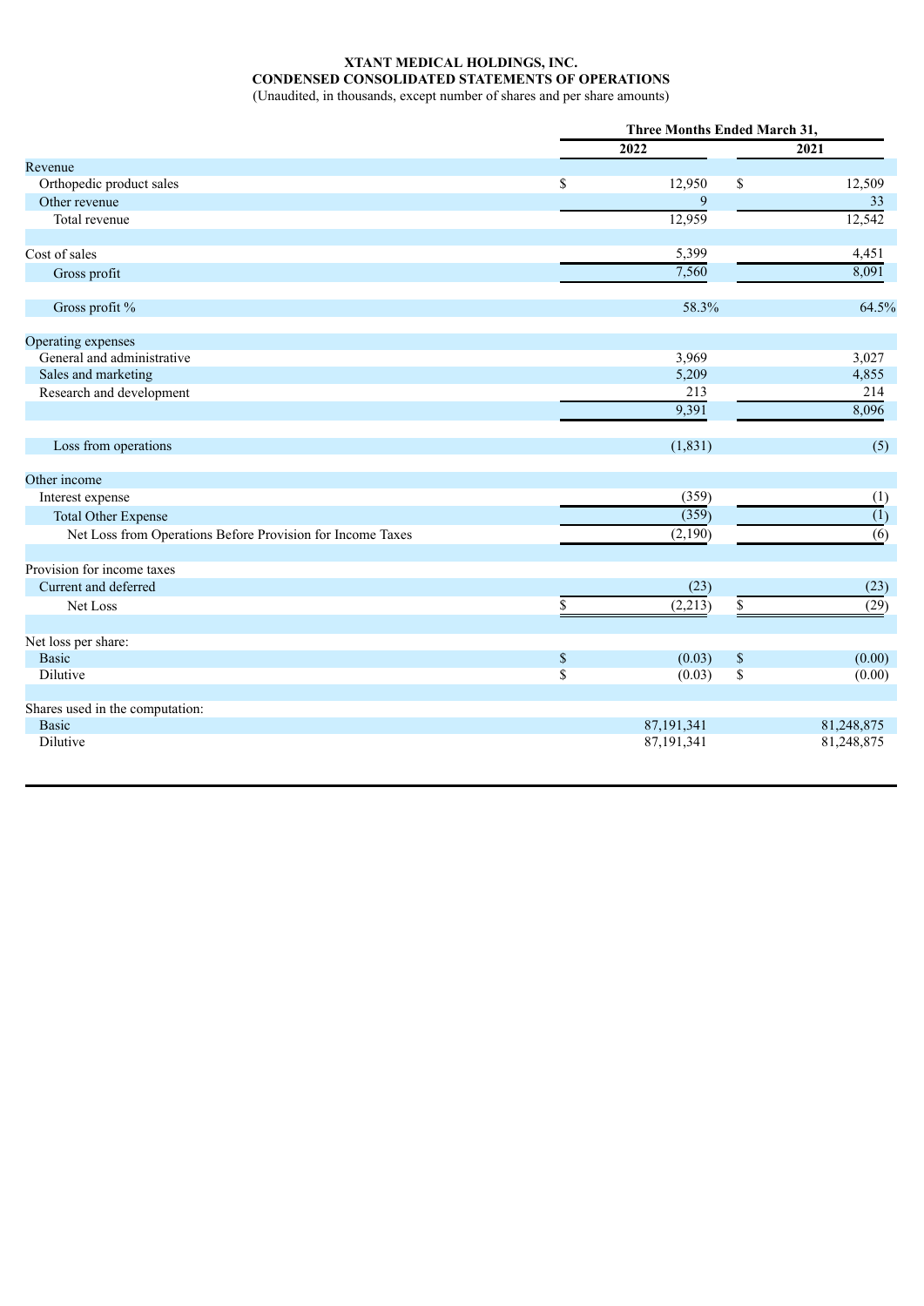**XTANT MEDICAL HOLDINGS, INC.**
**CONDENSED CONSOLIDATED STATEMENTS OF OPERATIONS**
(Unaudited, in thousands, except number of shares and per share amounts)

| | Three Months Ended March 31, | |
|---|---|---|
| | **2022** | **2021** |
| Revenue | | |
| Orthopedic product sales | $ 12,950 | $ 12,509 |
| Other revenue | 9 | 33 |
| Total revenue | 12,959 | 12,542 |
| | | |
| Cost of sales | 5,399 | 4,451 |
| Gross profit | 7,560 | 8,091 |
| | | |
| Gross profit % | 58.3% | 64.5% |
| | | |
| Operating expenses | | |
| General and administrative | 3,969 | 3,027 |
| Sales and marketing | 5,209 | 4,855 |
| Research and development | 213 | 214 |
| | 9,391 | 8,096 |
| | | |
| Loss from operations | (1,831) | (5) |
| | | |
| Other income | | |
| Interest expense | (359) | (1) |
| Total Other Expense | (359) | (1) |
| Net Loss from Operations Before Provision for Income Taxes | (2,190) | (6) |
| | | |
| Provision for income taxes | | |
| Current and deferred | (23) | (23) |
| Net Loss | $ (2,213) | $ (29) |
| | | |
| Net loss per share: | | |
| Basic | $ (0.03) | $ (0.00) |
| Dilutive | $ (0.03) | $ (0.00) |
| | | |
| Shares used in the computation: | | |
| Basic | 87,191,341 | 81,248,875 |
| Dilutive | 87,191,341 | 81,248,875 |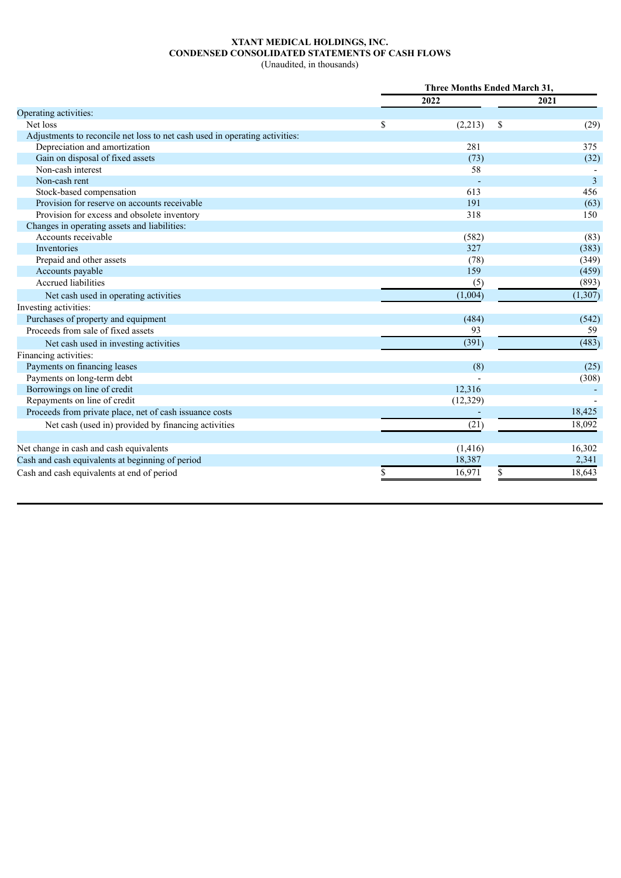**XTANT MEDICAL HOLDINGS, INC.**
**CONDENSED CONSOLIDATED STATEMENTS OF CASH FLOWS**
(Unaudited, in thousands)

| | Three Months Ended March 31, | |
|---|---|---|
| | 2022 | 2021 |
| Operating activities: | | |
| Net loss | $ (2,213) | $ (29) |
| Adjustments to reconcile net loss to net cash used in operating activities: | | |
| Depreciation and amortization | 281 | 375 |
| Gain on disposal of fixed assets | (73) | (32) |
| Non-cash interest | 58 | - |
| Non-cash rent | - | 3 |
| Stock-based compensation | 613 | 456 |
| Provision for reserve on accounts receivable | 191 | (63) |
| Provision for excess and obsolete inventory | 318 | 150 |
| Changes in operating assets and liabilities: | | |
| Accounts receivable | (582) | (83) |
| Inventories | 327 | (383) |
| Prepaid and other assets | (78) | (349) |
| Accounts payable | 159 | (459) |
| Accrued liabilities | (5) | (893) |
| Net cash used in operating activities | (1,004) | (1,307) |
| Investing activities: | | |
| Purchases of property and equipment | (484) | (542) |
| Proceeds from sale of fixed assets | 93 | 59 |
| Net cash used in investing activities | (391) | (483) |
| Financing activities: | | |
| Payments on financing leases | (8) | (25) |
| Payments on long-term debt | - | (308) |
| Borrowings on line of credit | 12,316 | - |
| Repayments on line of credit | (12,329) | - |
| Proceeds from private place, net of cash issuance costs | - | 18,425 |
| Net cash (used in) provided by financing activities | (21) | 18,092 |
| | | |
| Net change in cash and cash equivalents | (1,416) | 16,302 |
| Cash and cash equivalents at beginning of period | 18,387 | 2,341 |
| Cash and cash equivalents at end of period | $ 16,971 | $ 18,643 |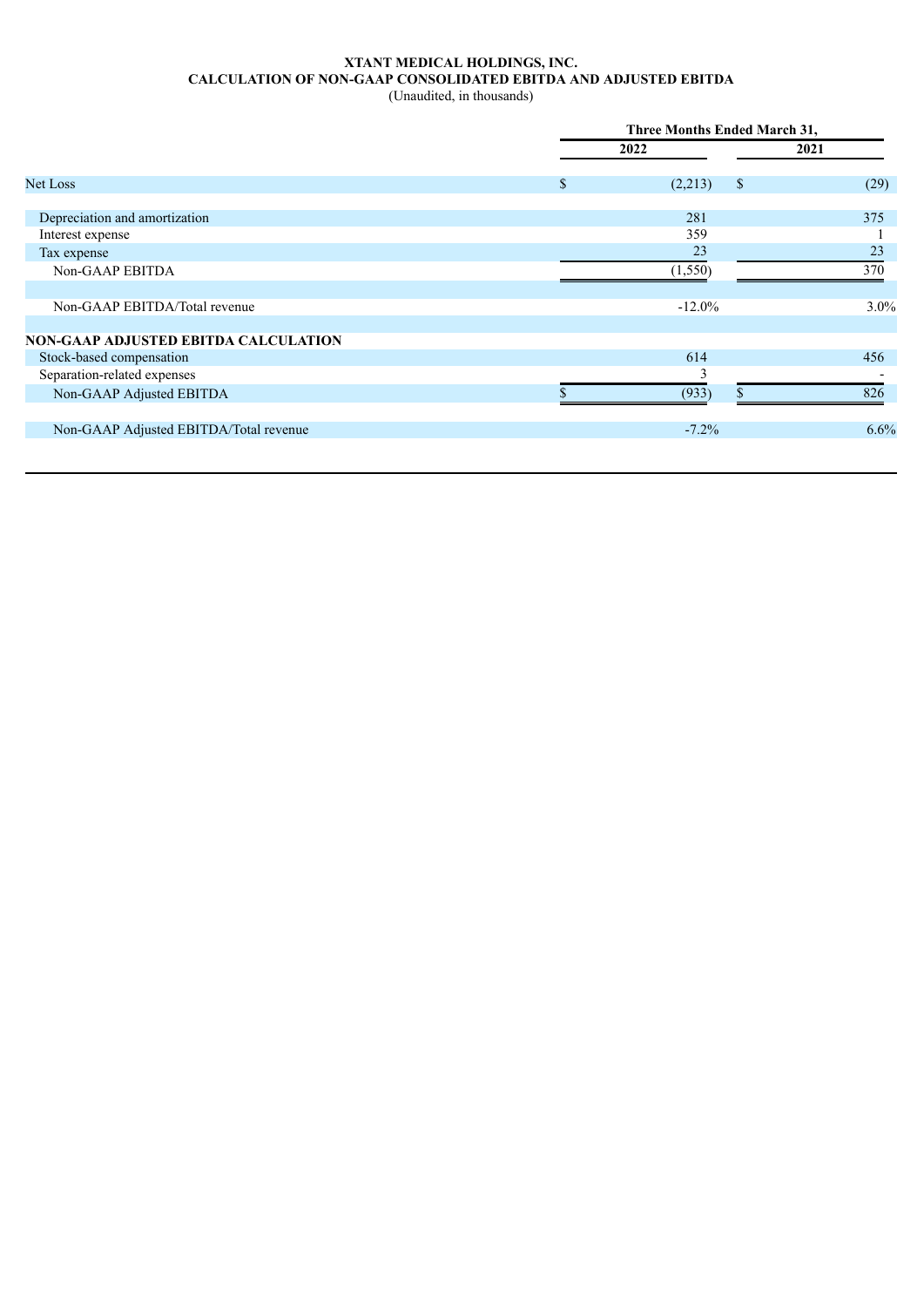**XTANT MEDICAL HOLDINGS, INC.**
**CALCULATION OF NON-GAAP CONSOLIDATED EBITDA AND ADJUSTED EBITDA**
(Unaudited, in thousands)

| | Three Months Ended March 31, | |
|---|---|---|
| | 2022 | 2021 |
| Net Loss | $ (2,213) | $ (29) |
| Depreciation and amortization | 281 | 375 |
| Interest expense | 359 | 1 |
| Tax expense | 23 | 23 |
| Non-GAAP EBITDA | (1,550) | 370 |
| Non-GAAP EBITDA/Total revenue | -12.0% | 3.0% |
| **NON-GAAP ADJUSTED EBITDA CALCULATION** | | |
| Stock-based compensation | 614 | 456 |
| Separation-related expenses | 3 | - |
| Non-GAAP Adjusted EBITDA | $ (933) | $ 826 |
| Non-GAAP Adjusted EBITDA/Total revenue | -7.2% | 6.6% |